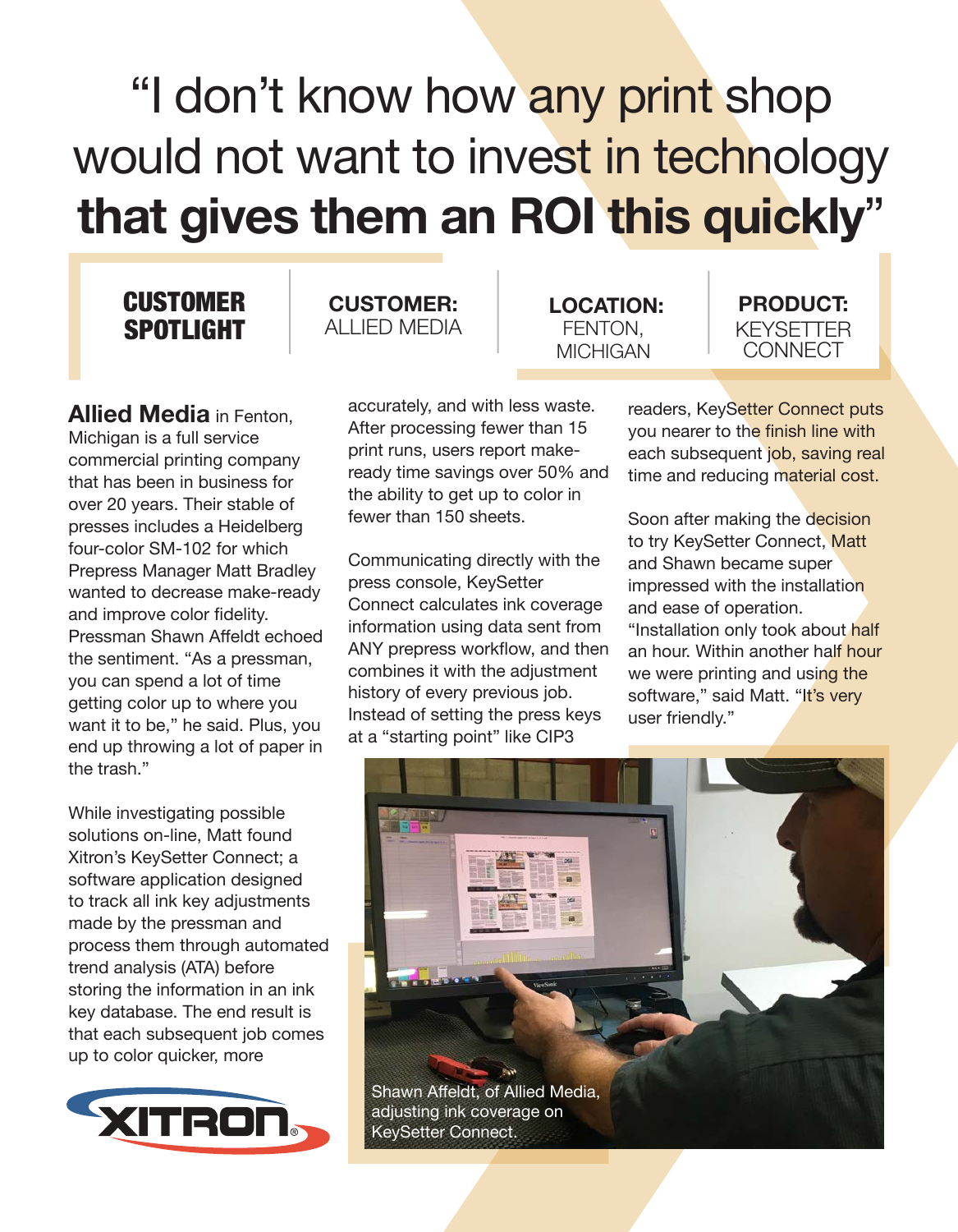# "I don't know how any print shop would not want to invest in technology **that gives them an ROI this quickly**"

**CUSTOMER SPOTLIGHT**

**CUSTOMER:** ALLIED MEDIA

**LOCATION:** FENTON, MICHIGAN

**PRODUCT:** KEYSETTER CONNECT

**Allied Media** in Fenton, Michigan is a full service commercial printing company that has been in business for over 20 years. Their stable of presses includes a Heidelberg four-color SM-102 for which Prepress Manager Matt Bradley wanted to decrease make-ready and improve color fidelity. Pressman Shawn Affeldt echoed the sentiment. "As a pressman, you can spend a lot of time getting color up to where you want it to be," he said. Plus, you end up throwing a lot of paper in the trash."

While investigating possible solutions on-line, Matt found Xitron's KeySetter Connect; a software application designed to track all ink key adjustments made by the pressman and process them through automated trend analysis (ATA) before storing the information in an ink key database. The end result is that each subsequent job comes up to color quicker, more accurately, and with less waste. After processing fewer than 15 print runs, users report make-ready time savings over 50% and the ability to get up to color in fewer than 150 sheets.

Communicating directly with the press console, KeySetter Connect calculates ink coverage information using data sent from ANY prepress workflow, and then combines it with the adjustment history of every previous job. Instead of setting the press keys at a "starting point" like CIP3 readers, KeySetter Connect puts you nearer to the finish line with each subsequent job, saving real time and reducing material cost.

Soon after making the decision to try KeySetter Connect, Matt and Shawn became super impressed with the installation and ease of operation. "Installation only took about half an hour. Within another half hour we were printing and using the software," said Matt. "It's very user friendly."

Shawn Affeldt, of Allied Media, adjusting ink coverage on KeySetter Connect.

XITRON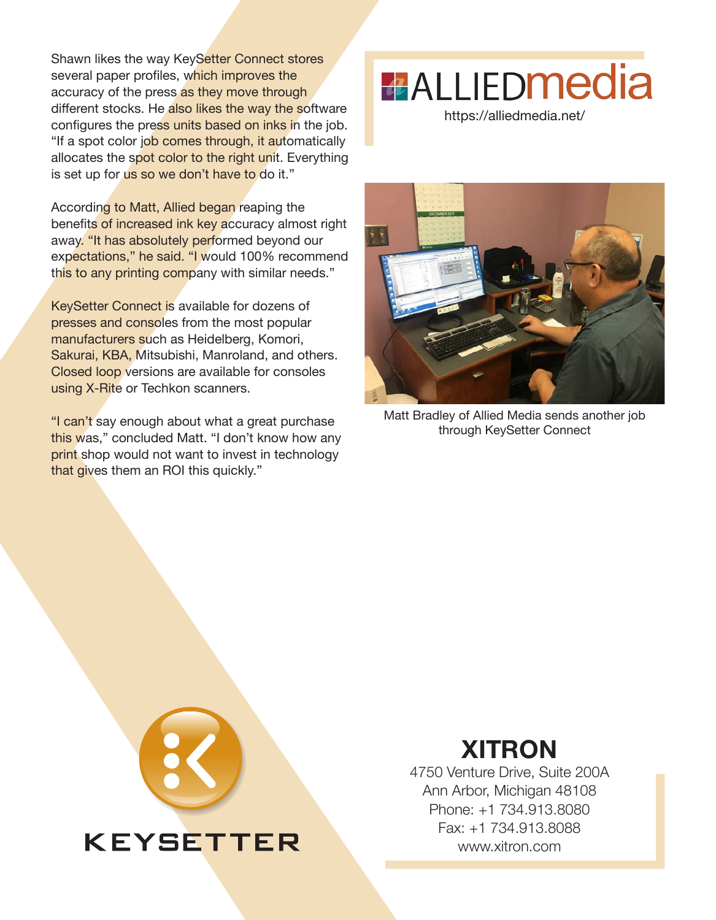Shawn likes the way KeySetter Connect stores several paper profiles, which improves the accuracy of the press as they move through different stocks. He also likes the way the software configures the press units based on inks in the job. "If a spot color job comes through, it automatically allocates the spot color to the right unit. Everything is set up for us so we don't have to do it."

According to Matt, Allied began reaping the benefits of increased ink key accuracy almost right away. "It has absolutely performed beyond our expectations," he said. "I would 100% recommend this to any printing company with similar needs."

KeySetter Connect is available for dozens of presses and consoles from the most popular manufacturers such as Heidelberg, Komori, Sakurai, KBA, Mitsubishi, Manroland, and others. Closed loop versions are available for consoles using X-Rite or Techkon scanners.

"I can't say enough about what a great purchase this was," concluded Matt. "I don't know how any print shop would not want to invest in technology that gives them an ROI this quickly."

ALLIEDmedia

https://alliedmedia.net/

Matt Bradley of Allied Media sends another job through KeySetter Connect

KEYSETTER

**XITRON**

4750 Venture Drive, Suite 200A
Ann Arbor, Michigan 48108
Phone: +1 734.913.8080
Fax: +1 734.913.8088
www.xitron.com